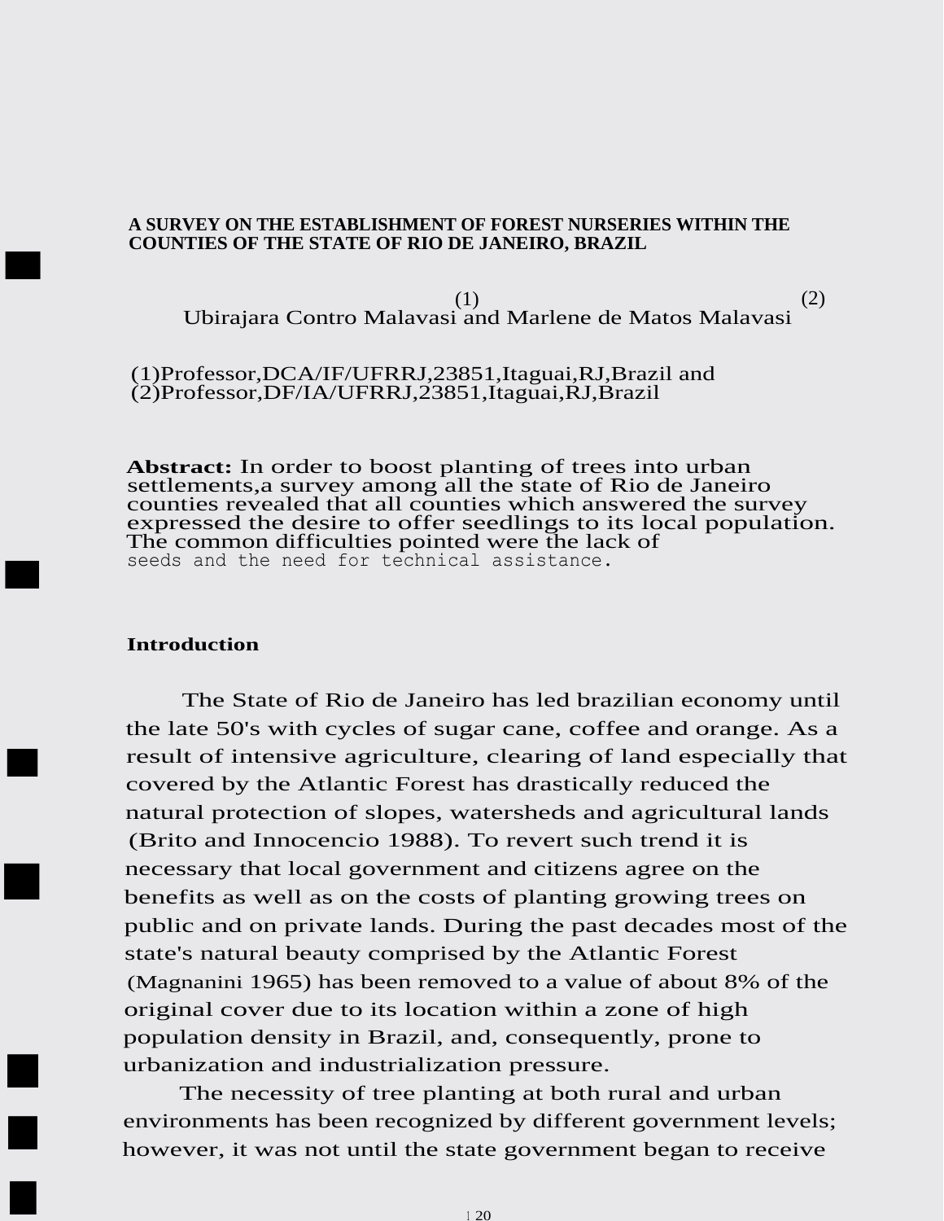# A SURVEY ON THE ESTABLISHMENT OF FOREST NURSERIES WITHIN THE COUNTIES OF THE STATE OF RIO DE JANEIRO, BRAZIL

Ubirajara Contro Malavasi[1] and Marlene de Matos Malavasi[2]

(1)Professor,DCA/IF/UFRRJ,23851,Itaguai,RJ,Brazil and
(2)Professor,DF/IA/UFRRJ,23851,Itaguai,RJ,Brazil

**Abstract:** In order to boost planting of trees into urban settlements,a survey among all the state of Rio de Janeiro counties revealed that all counties which answered the survey expressed the desire to offer seedlings to its local population. The common difficulties pointed were the lack of seeds and the need for technical assistance.

## Introduction

The State of Rio de Janeiro has led brazilian economy until the late 50's with cycles of sugar cane, coffee and orange. As a result of intensive agriculture, clearing of land especially that covered by the Atlantic Forest has drastically reduced the natural protection of slopes, watersheds and agricultural lands (Brito and Innocencio 1988). To revert such trend it is necessary that local government and citizens agree on the benefits as well as on the costs of planting growing trees on public and on private lands. During the past decades most of the state's natural beauty comprised by the Atlantic Forest (Magnanini 1965) has been removed to a value of about 8% of the original cover due to its location within a zone of high population density in Brazil, and, consequently, prone to urbanization and industrialization pressure.

The necessity of tree planting at both rural and urban environments has been recognized by different government levels; however, it was not until the state government began to receive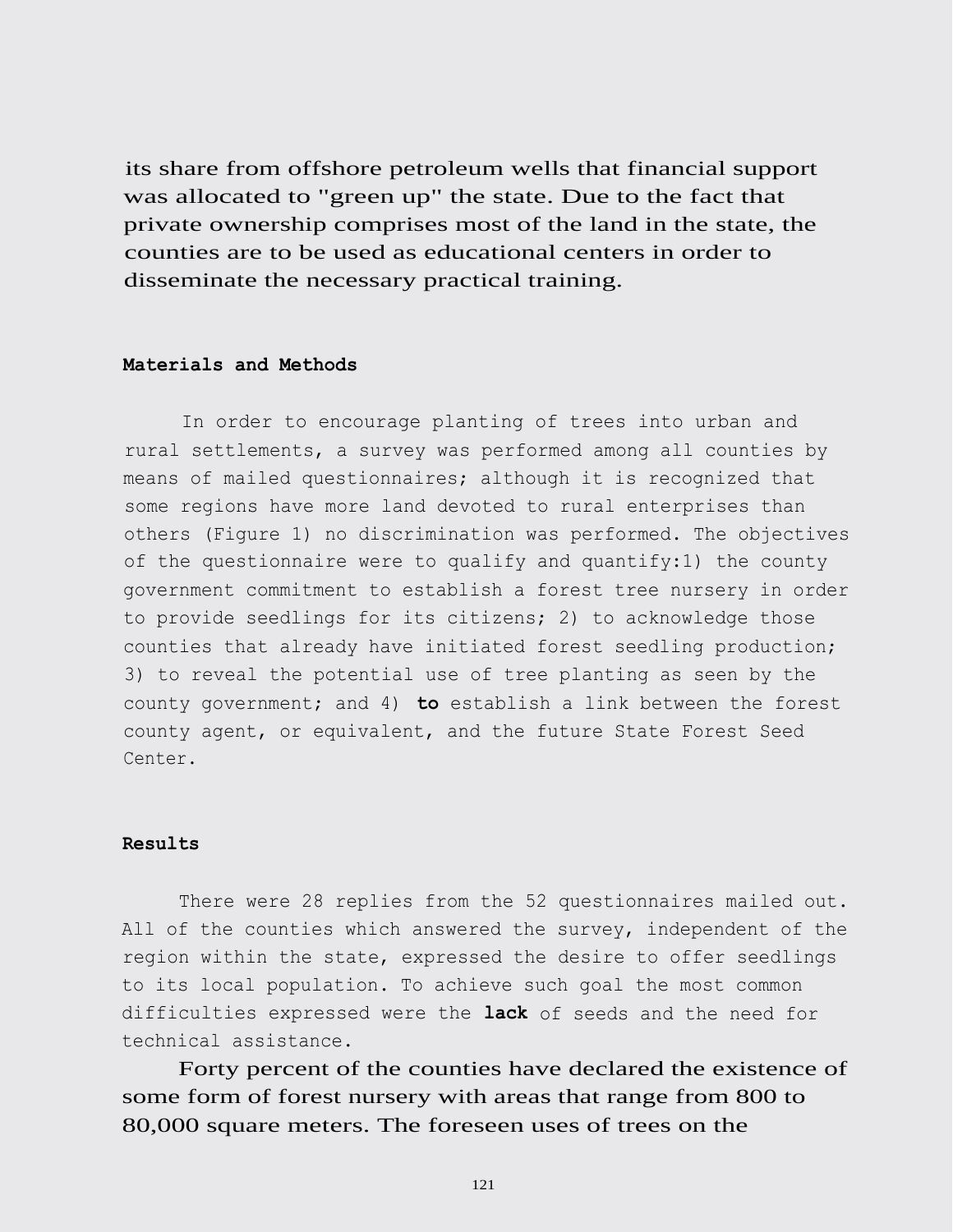its share from offshore petroleum wells that financial support was allocated to "green up" the state. Due to the fact that private ownership comprises most of the land in the state, the counties are to be used as educational centers in order to disseminate the necessary practical training.

## Materials and Methods

In order to encourage planting of trees into urban and rural settlements, a survey was performed among all counties by means of mailed questionnaires; although it is recognized that some regions have more land devoted to rural enterprises than others (Figure 1) no discrimination was performed. The objectives of the questionnaire were to qualify and quantify:1) the county government commitment to establish a forest tree nursery in order to provide seedlings for its citizens; 2) to acknowledge those counties that already have initiated forest seedling production; 3) to reveal the potential use of tree planting as seen by the county government; and 4) **to** establish a link between the forest county agent, or equivalent, and the future State Forest Seed Center.

## Results

There were 28 replies from the 52 questionnaires mailed out. All of the counties which answered the survey, independent of the region within the state, expressed the desire to offer seedlings to its local population. To achieve such goal the most common difficulties expressed were the **lack** of seeds and the need for technical assistance.

Forty percent of the counties have declared the existence of some form of forest nursery with areas that range from 800 to 80,000 square meters. The foreseen uses of trees on the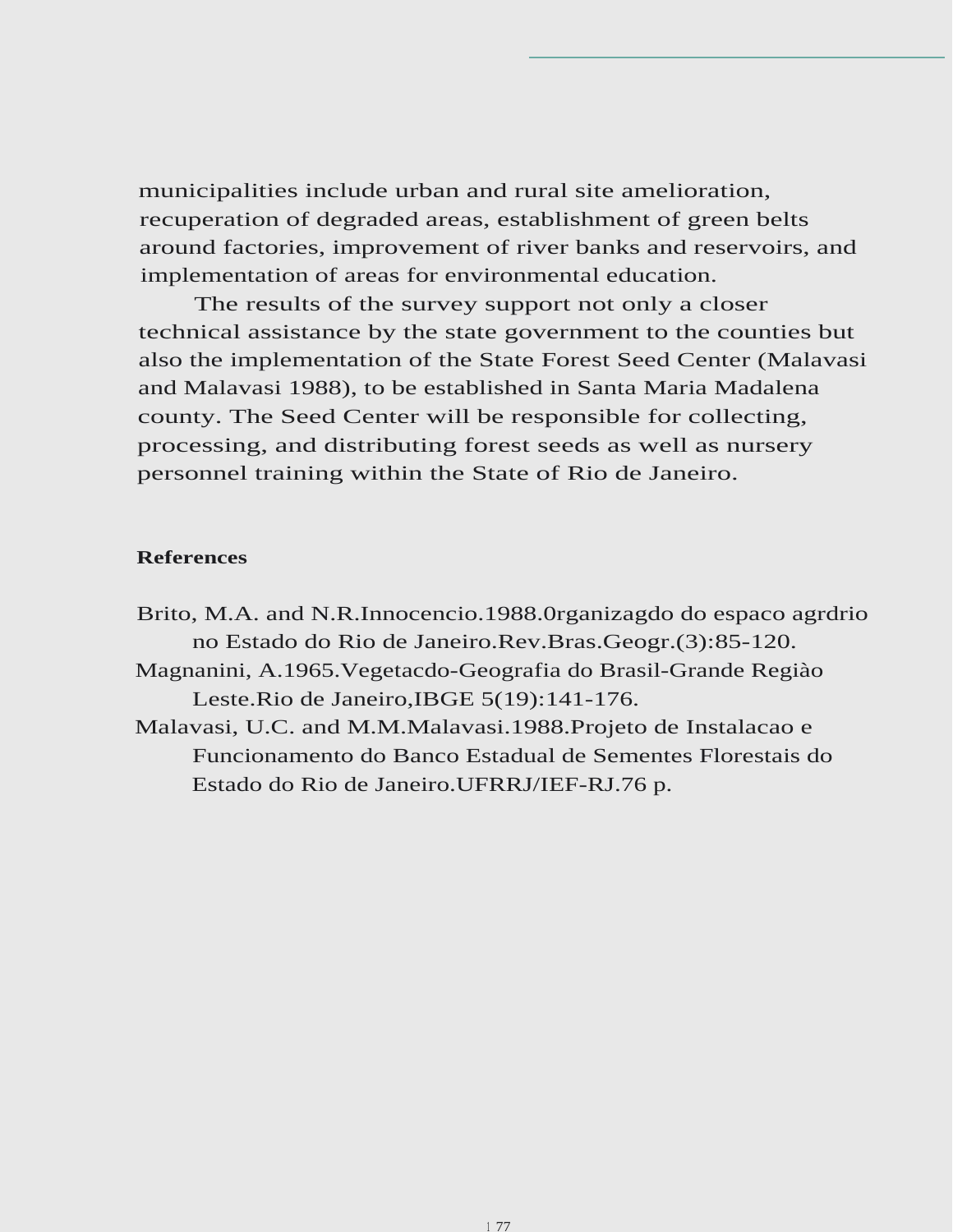municipalities include urban and rural site amelioration, recuperation of degraded areas, establishment of green belts around factories, improvement of river banks and reservoirs, and implementation of areas for environmental education.

The results of the survey support not only a closer technical assistance by the state government to the counties but also the implementation of the State Forest Seed Center (Malavasi and Malavasi 1988), to be established in Santa Maria Madalena county. The Seed Center will be responsible for collecting, processing, and distributing forest seeds as well as nursery personnel training within the State of Rio de Janeiro.

## References

Brito, M.A. and N.R.Innocencio.1988.0rganizagdo do espaco agrdrio no Estado do Rio de Janeiro.Rev.Bras.Geogr.(3):85-120.

Magnanini, A.1965.Vegetacdo-Geografia do Brasil-Grande Regiào Leste.Rio de Janeiro,IBGE 5(19):141-176.

Malavasi, U.C. and M.M.Malavasi.1988.Projeto de Instalacao e Funcionamento do Banco Estadual de Sementes Florestais do Estado do Rio de Janeiro.UFRRJ/IEF-RJ.76 p.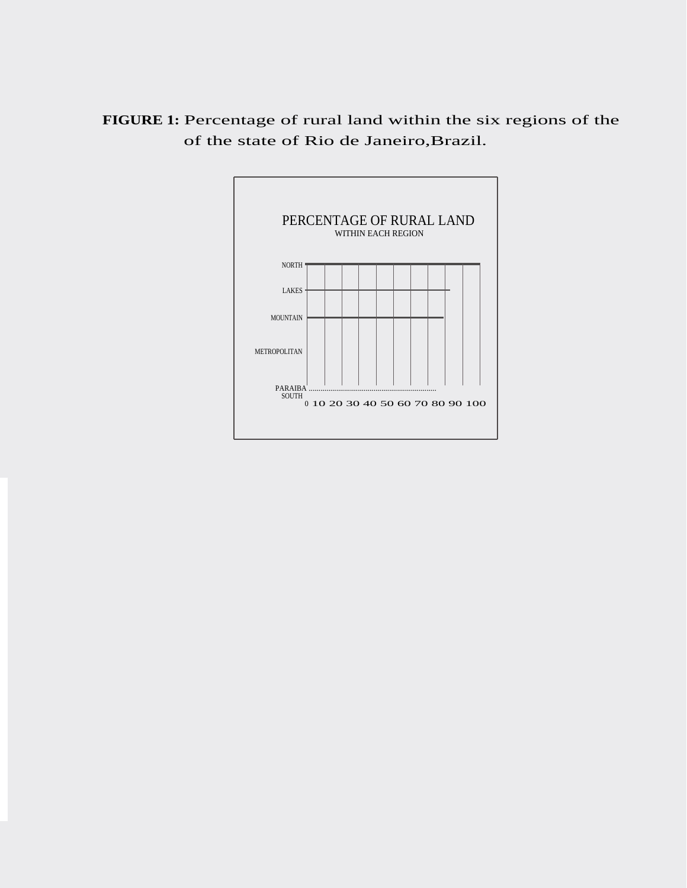**FIGURE 1:** Percentage of rural land within the six regions of the of the state of Rio de Janeiro,Brazil.

PERCENTAGE OF RURAL LAND
WITHIN EACH REGION

NORTH
LAKES
MOUNTAIN
METROPOLITAN
PARAIBA
SOUTH

0 10 20 30 40 50 60 70 80 90 100